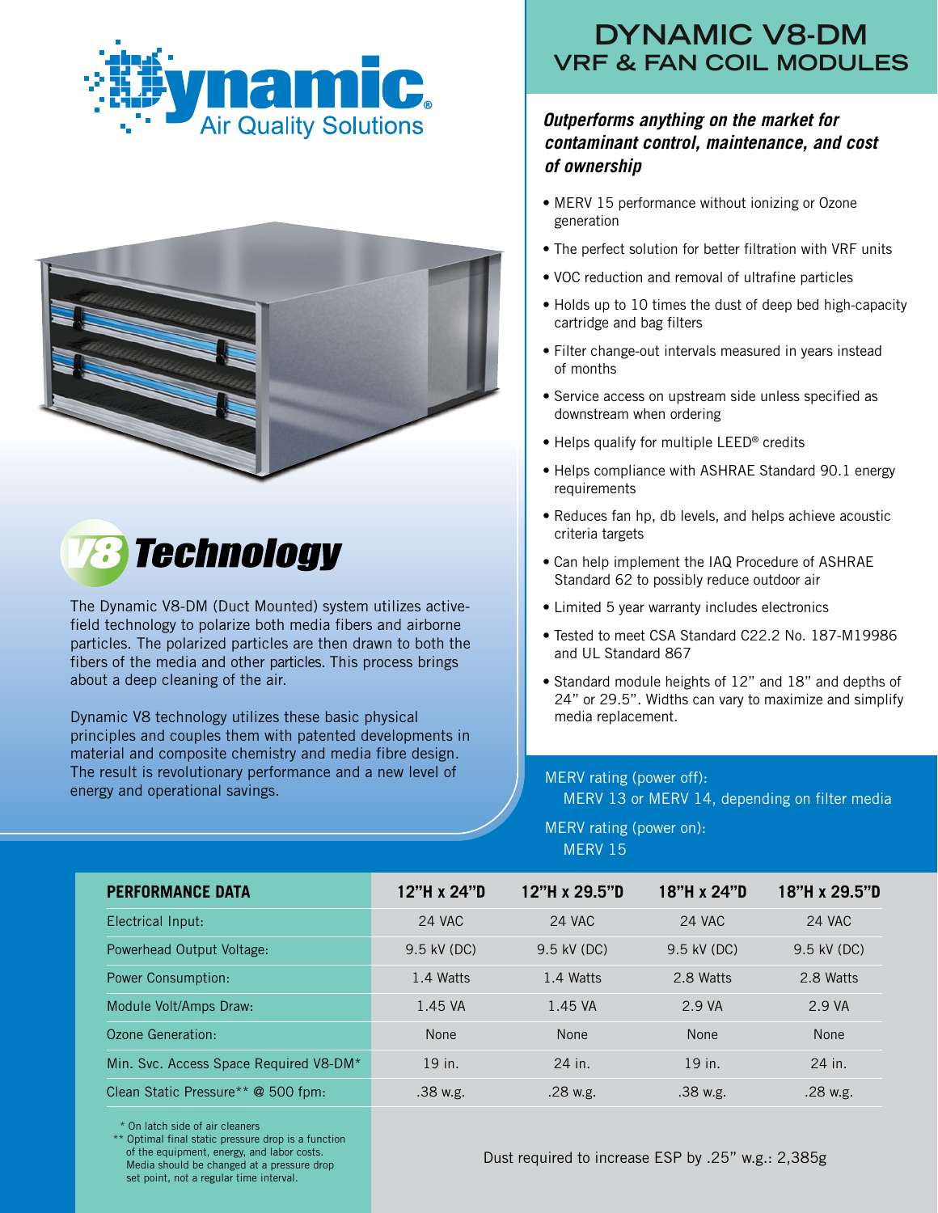# DYNAMIC V8-DM

## VRF & FAN COIL MODULES

***Outperforms anything on the market for contaminant control, maintenance, and cost of ownership***

- MERV 15 performance without ionizing or Ozone generation
- The perfect solution for better filtration with VRF units
- VOC reduction and removal of ultrafine particles
- Holds up to 10 times the dust of deep bed high-capacity cartridge and bag filters
- Filter change-out intervals measured in years instead of months
- Service access on upstream side unless specified as downstream when ordering
- Helps qualify for multiple LEED® credits
- Helps compliance with ASHRAE Standard 90.1 energy requirements
- Reduces fan hp, db levels, and helps achieve acoustic criteria targets
- Can help implement the IAQ Procedure of ASHRAE Standard 62 to possibly reduce outdoor air
- Limited 5 year warranty includes electronics
- Tested to meet CSA Standard C22.2 No. 187-M19986 and UL Standard 867
- Standard module heights of 12" and 18" and depths of 24" or 29.5". Widths can vary to maximize and simplify media replacement.

## V8 Technology

The Dynamic V8-DM (Duct Mounted) system utilizes active-field technology to polarize both media fibers and airborne particles. The polarized particles are then drawn to both the fibers of the media and other particles. This process brings about a deep cleaning of the air.

Dynamic V8 technology utilizes these basic physical principles and couples them with patented developments in material and composite chemistry and media fibre design. The result is revolutionary performance and a new level of energy and operational savings.

MERV rating (power off):
MERV 13 or MERV 14, depending on filter media

MERV rating (power on):
MERV 15

| PERFORMANCE DATA | 12"H x 24"D | 12"H x 29.5"D | 18"H x 24"D | 18"H x 29.5"D |
|---|---|---|---|---|
| Electrical Input: | 24 VAC | 24 VAC | 24 VAC | 24 VAC |
| Powerhead Output Voltage: | 9.5 kV (DC) | 9.5 kV (DC) | 9.5 kV (DC) | 9.5 kV (DC) |
| Power Consumption: | 1.4 Watts | 1.4 Watts | 2.8 Watts | 2.8 Watts |
| Module Volt/Amps Draw: | 1.45 VA | 1.45 VA | 2.9 VA | 2.9 VA |
| Ozone Generation: | None | None | None | None |
| Min. Svc. Access Space Required V8-DM* | 19 in. | 24 in. | 19 in. | 24 in. |
| Clean Static Pressure** @ 500 fpm: | .38 w.g. | .28 w.g. | .38 w.g. | .28 w.g. |

\* On latch side of air cleaners

\*\* Optimal final static pressure drop is a function of the equipment, energy, and labor costs. Media should be changed at a pressure drop set point, not a regular time interval.

Dust required to increase ESP by .25" w.g.: 2,385g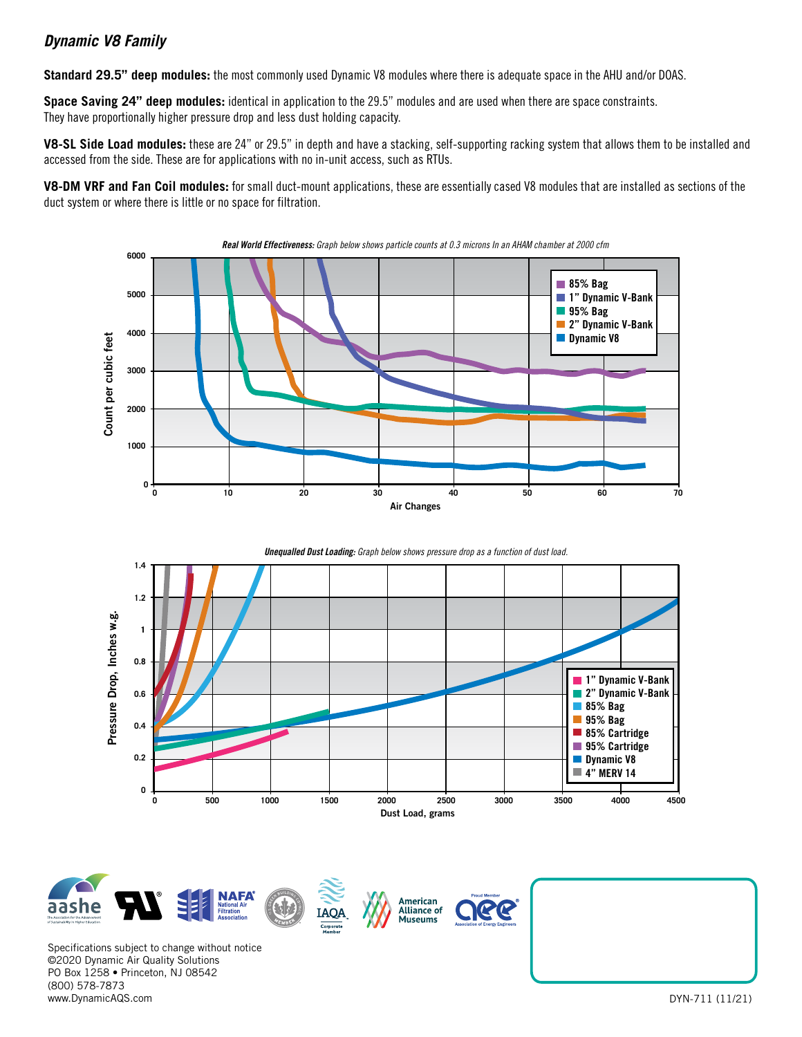## *Dynamic V8 Family*

**Standard 29.5" deep modules:** the most commonly used Dynamic V8 modules where there is adequate space in the AHU and/or DOAS.

**Space Saving 24" deep modules:** identical in application to the 29.5" modules and are used when there are space constraints. They have proportionally higher pressure drop and less dust holding capacity.

**V8-SL Side Load modules:** these are 24" or 29.5" in depth and have a stacking, self-supporting racking system that allows them to be installed and accessed from the side. These are for applications with no in-unit access, such as RTUs.

**V8-DM VRF and Fan Coil modules:** for small duct-mount applications, these are essentially cased V8 modules that are installed as sections of the duct system or where there is little or no space for filtration.

***Real World Effectiveness:*** *Graph below shows particle counts at 0.3 microns In an AHAM chamber at 2000 cfm*

Count per cubic feet

6000
5000
4000
3000
2000
1000
0

0 10 20 30 40 50 60 70

Air Changes

85% Bag
1" Dynamic V-Bank
95% Bag
2" Dynamic V-Bank
Dynamic V8

***Unequalled Dust Loading:*** *Graph below shows pressure drop as a function of dust load.*

Pressure Drop, Inches w.g.

1.4
1.2
1
0.8
0.6
0.4
0.2
0

0 500 1000 1500 2000 2500 3000 3500 4000 4500

Dust Load, grams

1" Dynamic V-Bank
2" Dynamic V-Bank
85% Bag
95% Bag
85% Cartridge
95% Cartridge
Dynamic V8
4" MERV 14

Specifications subject to change without notice
©2020 Dynamic Air Quality Solutions
PO Box 1258 • Princeton, NJ 08542
(800) 578-7873
www.DynamicAQS.com

DYN-711 (11/21)